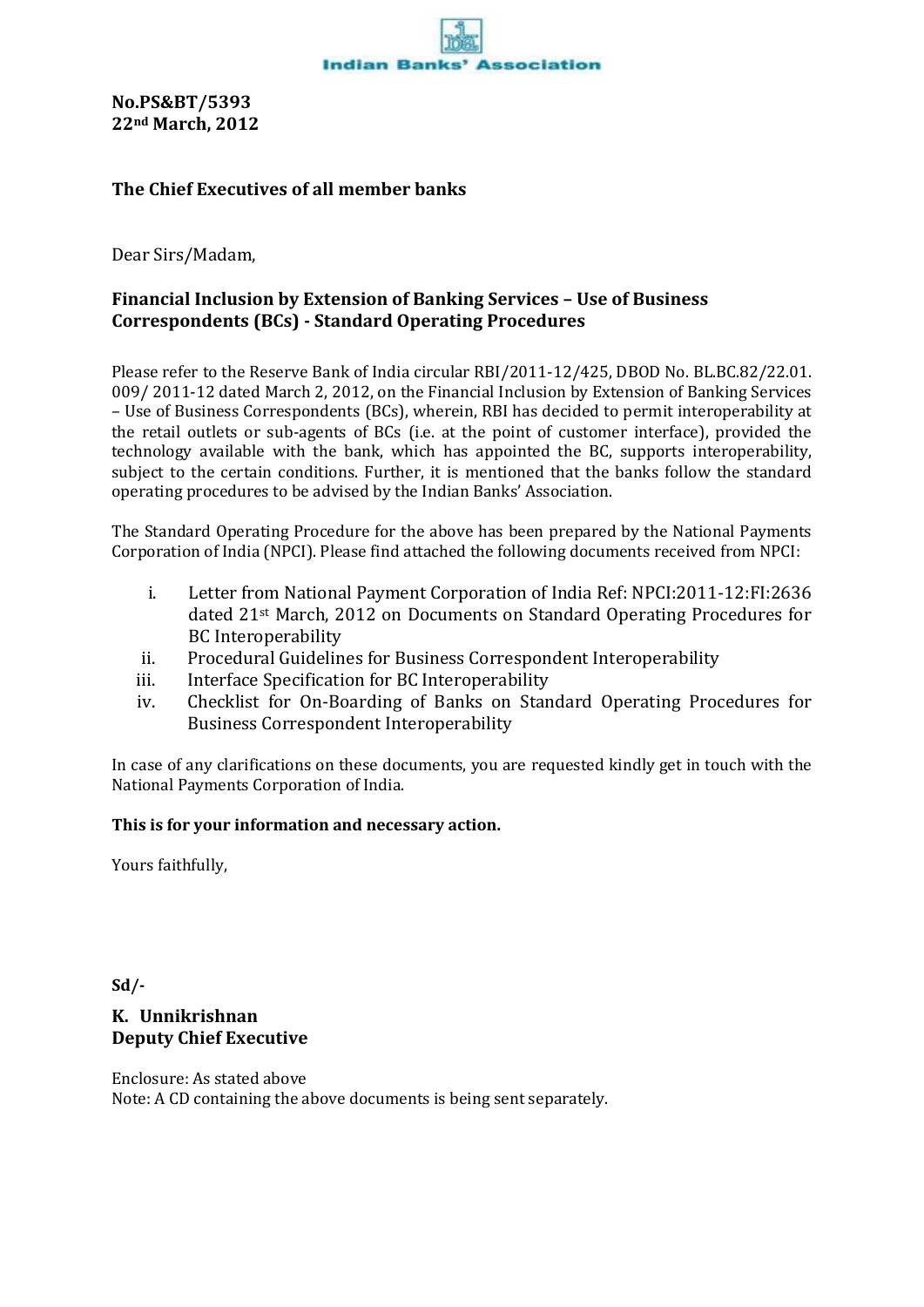Indian Banks' Association

**No.PS&BT/5393**
**22nd March, 2012**

**The Chief Executives of all member banks**

Dear Sirs/Madam,

**Financial Inclusion by Extension of Banking Services – Use of Business Correspondents (BCs) - Standard Operating Procedures**

Please refer to the Reserve Bank of India circular RBI/2011-12/425, DBOD No. BL.BC.82/22.01. 009/ 2011-12 dated March 2, 2012, on the Financial Inclusion by Extension of Banking Services – Use of Business Correspondents (BCs), wherein, RBI has decided to permit interoperability at the retail outlets or sub-agents of BCs (i.e. at the point of customer interface), provided the technology available with the bank, which has appointed the BC, supports interoperability, subject to the certain conditions. Further, it is mentioned that the banks follow the standard operating procedures to be advised by the Indian Banks' Association.

The Standard Operating Procedure for the above has been prepared by the National Payments Corporation of India (NPCI). Please find attached the following documents received from NPCI:

i. Letter from National Payment Corporation of India Ref: NPCI:2011-12:FI:2636 dated 21st March, 2012 on Documents on Standard Operating Procedures for BC Interoperability
ii. Procedural Guidelines for Business Correspondent Interoperability
iii. Interface Specification for BC Interoperability
iv. Checklist for On-Boarding of Banks on Standard Operating Procedures for Business Correspondent Interoperability

In case of any clarifications on these documents, you are requested kindly get in touch with the National Payments Corporation of India.

**This is for your information and necessary action.**

Yours faithfully,

**Sd/-**

**K. Unnikrishnan**
**Deputy Chief Executive**

Enclosure: As stated above
Note: A CD containing the above documents is being sent separately.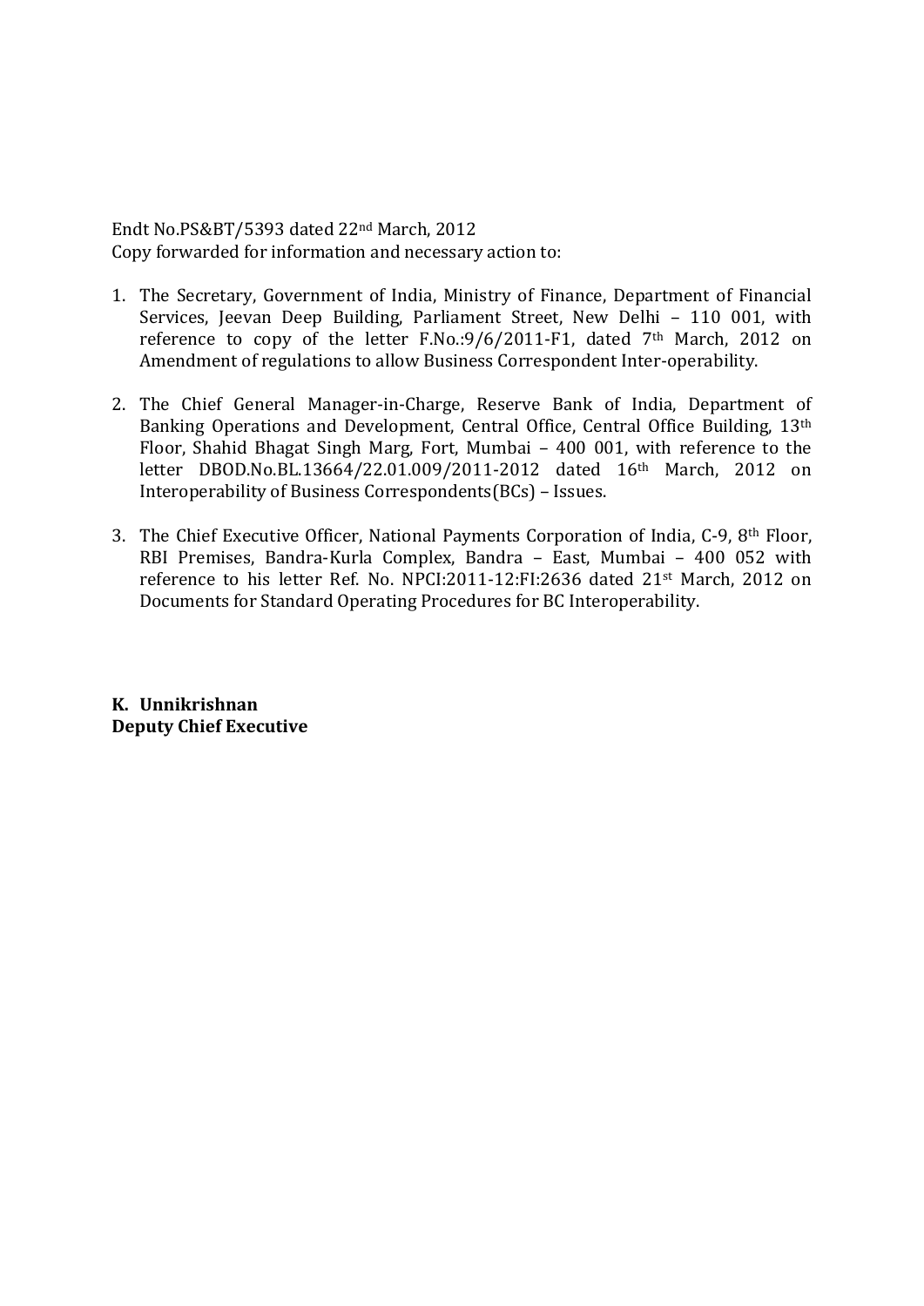Endt No.PS&BT/5393 dated 22nd March, 2012
Copy forwarded for information and necessary action to:

1. The Secretary, Government of India, Ministry of Finance, Department of Financial Services, Jeevan Deep Building, Parliament Street, New Delhi – 110 001, with reference to copy of the letter F.No.:9/6/2011-F1, dated 7th March, 2012 on Amendment of regulations to allow Business Correspondent Inter-operability.

2. The Chief General Manager-in-Charge, Reserve Bank of India, Department of Banking Operations and Development, Central Office, Central Office Building, 13th Floor, Shahid Bhagat Singh Marg, Fort, Mumbai – 400 001, with reference to the letter DBOD.No.BL.13664/22.01.009/2011-2012 dated 16th March, 2012 on Interoperability of Business Correspondents(BCs) – Issues.

3. The Chief Executive Officer, National Payments Corporation of India, C-9, 8th Floor, RBI Premises, Bandra-Kurla Complex, Bandra – East, Mumbai – 400 052 with reference to his letter Ref. No. NPCI:2011-12:FI:2636 dated 21st March, 2012 on Documents for Standard Operating Procedures for BC Interoperability.

**K. Unnikrishnan**
**Deputy Chief Executive**